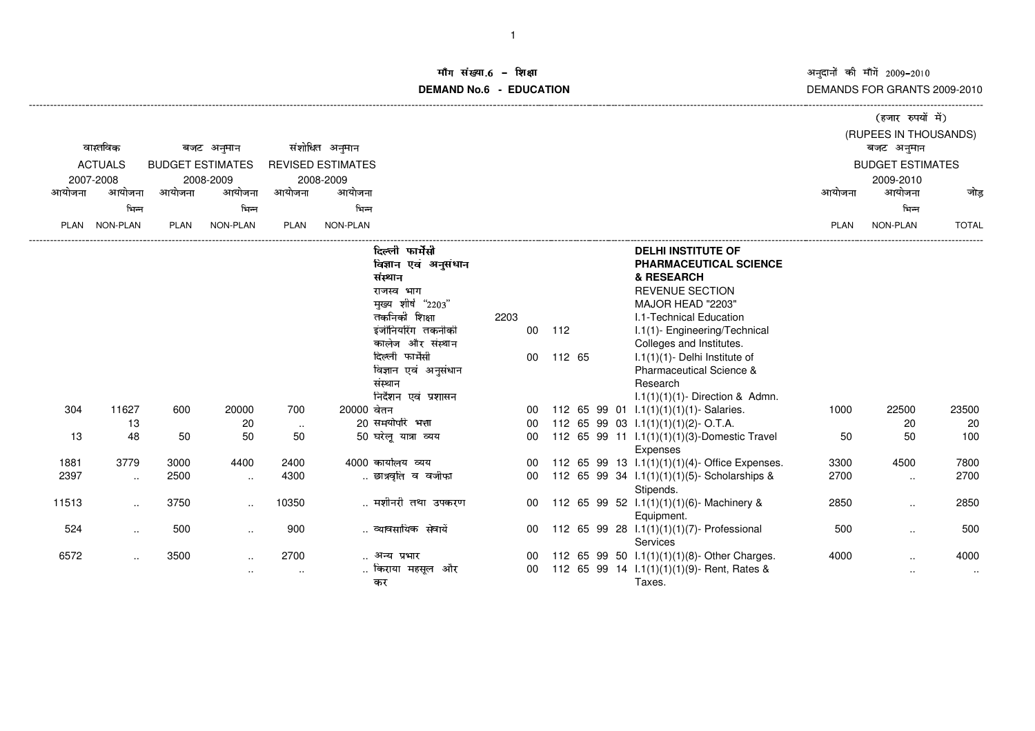# मॉंग संख्या.6 – शिक्षा

# DEMAND No.6 - EDUCATION

अनुदानों की मॉंगें 2009-2010

DEMANDS FOR GRANTS 2009-2010

(हजार रुपयों में)

(RUPEES IN THOUSANDS)

| वास्तविक ACTUALS 2007-2008 | | बजट अनुमान BUDGET ESTIMATES 2008-2009 | | संशोधित अनुमान REVISED ESTIMATES 2008-2009 | | | | | | | | | | बजट अनुमान BUDGET ESTIMATES 2009-2010 | | |
|---|---|---|---|---|---|---|---|---|---|---|---|---|---|---|---|---|
| आयोजना PLAN | आयोजना भिन्न NON-PLAN | आयोजना PLAN | आयोजना भिन्न NON-PLAN | आयोजना PLAN | आयोजना भिन्न NON-PLAN | | | | | | | | | आयोजना PLAN | आयोजना भिन्न NON-PLAN | जोड़ TOTAL |
| | | | | | | दिल्ली फार्मेसी विज्ञान एवं अनुसंधान संस्थान | | | | | | | DELHI INSTITUTE OF PHARMACEUTICAL SCIENCE & RESEARCH | | | |
| | | | | | | राजस्व भाग | | | | | | | REVENUE SECTION | | | |
| | | | | | | मुख्य शीर्ष "2203" | | | | | | | MAJOR HEAD "2203" | | | |
| | | | | | | तकनीकी शिक्षा | 2203 | | | | | | I.1-Technical Education | | | |
| | | | | | | इंजीनियरिंग तकनीकी कालेज और संस्थान | | 00 | 112 | | | | I.1(1)- Engineering/Technical Colleges and Institutes. | | | |
| | | | | | | दिल्ली फार्मेसी विज्ञान एवं अनुसंधान संस्थान | | 00 | 112 | 65 | | | I.1(1)(1)- Delhi Institute of Pharmaceutical Science & Research | | | |
| | | | | | | निर्देशन एवं प्रशासन | | | | | | | I.1(1)(1)(1)- Direction & Admn. | | | |
| 304 | 11627 | 600 | 20000 | 700 | 20000 | वेतन | | 00 | 112 | 65 | 99 | 01 | I.1(1)(1)(1)(1)- Salaries. | 1000 | 22500 | 23500 |
| | 13 | | 20 | .. | 20 | समयोपरि भत्ता | | 00 | 112 | 65 | 99 | 03 | I.1(1)(1)(1)(2)- O.T.A. | | 20 | 20 |
| 13 | 48 | 50 | 50 | 50 | 50 | घरेलू यात्रा व्यय | | 00 | 112 | 65 | 99 | 11 | I.1(1)(1)(1)(3)-Domestic Travel Expenses | 50 | 50 | 100 |
| 1881 | 3779 | 3000 | 4400 | 2400 | 4000 | कार्यालय व्यय | | 00 | 112 | 65 | 99 | 13 | I.1(1)(1)(1)(4)- Office Expenses. | 3300 | 4500 | 7800 |
| 2397 | .. | 2500 | .. | 4300 | .. | छात्रवृति व वजीफा | | 00 | 112 | 65 | 99 | 34 | I.1(1)(1)(1)(5)- Scholarships & Stipends. | 2700 | .. | 2700 |
| 11513 | .. | 3750 | .. | 10350 | .. | मशीनरी तथा उपकरण | | 00 | 112 | 65 | 99 | 52 | I.1(1)(1)(1)(6)- Machinery & Equipment. | 2850 | .. | 2850 |
| 524 | .. | 500 | .. | 900 | .. | व्यावसायिक सेवायें | | 00 | 112 | 65 | 99 | 28 | I.1(1)(1)(1)(7)- Professional Services | 500 | .. | 500 |
| 6572 | .. | 3500 | .. | 2700 | .. | अन्य प्रभार | | 00 | 112 | 65 | 99 | 50 | I.1(1)(1)(1)(8)- Other Charges. | 4000 | .. | 4000 |
| | | | .. | .. | .. | किराया महसूल और कर | | 00 | 112 | 65 | 99 | 14 | I.1(1)(1)(1)(9)- Rent, Rates & Taxes. | | .. | .. |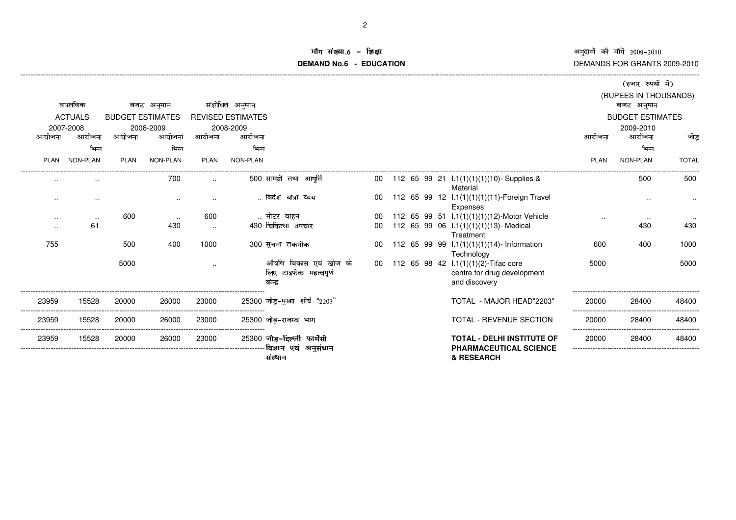# माँग संख्या.6 - शिक्षा

## DEMAND No.6 - EDUCATION

अनुदानों की माँगें 2009-2010

DEMANDS FOR GRANTS 2009-2010

(हजार रुपयों में)

(RUPEES IN THOUSANDS)

| वास्तविक ACTUALS 2007-2008 | | बजट अनुमान BUDGET ESTIMATES 2008-2009 | | संशोधित अनुमान REVISED ESTIMATES 2008-2009 | | | | | बजट अनुमान BUDGET ESTIMATES 2009-2010 | | |
|---|---|---|---|---|---|---|---|---|---|---|---|
| आयोजना PLAN | आयोजना भिन्न NON-PLAN | आयोजना PLAN | आयोजना भिन्न NON-PLAN | आयोजना PLAN | आयोजना भिन्न NON-PLAN | | | | आयोजना PLAN | आयोजना भिन्न NON-PLAN | जोड़ TOTAL |
| .. | .. | | 700 | .. | 500 | सामग्री तथा आपूर्ति | 00 112 65 99 21 | I.1(1)(1)(1)(10)- Supplies & Material | | 500 | 500 |
| .. | .. | | .. | .. | .. | विदेश यात्रा व्यय | 00 112 65 99 12 | I.1(1)(1)(1)(11)-Foreign Travel Expenses | | .. | .. |
| .. | .. | 600 | .. | 600 | .. | मोटर वाहन | 00 112 65 99 51 | I.1(1)(1)(1)(12)-Motor Vehicle | .. | .. | .. |
| .. | 61 | | 430 | .. | 430 | चिकित्सा उपचार | 00 112 65 99 06 | I.1(1)(1)(1)(13)- Medical Treatment | | 430 | 430 |
| 755 | | 500 | 400 | 1000 | 300 | सूचना तकनीक | 00 112 65 99 99 | I.1(1)(1)(1)(14)- Information Technology | 600 | 400 | 1000 |
| | | 5000 | | .. | | औषधि विकास एवं खोज के लिए टाइफेक महत्वपूर्ण केन्द्र | 00 112 65 98 42 | I.1(1)(1)(2)-Tifac core centre for drug development and discovery | 5000 | | 5000 |
| 23959 | 15528 | 20000 | 26000 | 23000 | 25300 | जोड़-मुख्य शीर्ष "2203" | | TOTAL - MAJOR HEAD"2203" | 20000 | 28400 | 48400 |
| 23959 | 15528 | 20000 | 26000 | 23000 | 25300 | जोड़-राजस्व भाग | | TOTAL - REVENUE SECTION | 20000 | 28400 | 48400 |
| 23959 | 15528 | 20000 | 26000 | 23000 | 25300 | **जोड़-दिल्ली फार्मेसी विज्ञान एवं अनुसंधान संस्थान** | | **TOTAL - DELHI INSTITUTE OF PHARMACEUTICAL SCIENCE & RESEARCH** | 20000 | 28400 | 48400 |